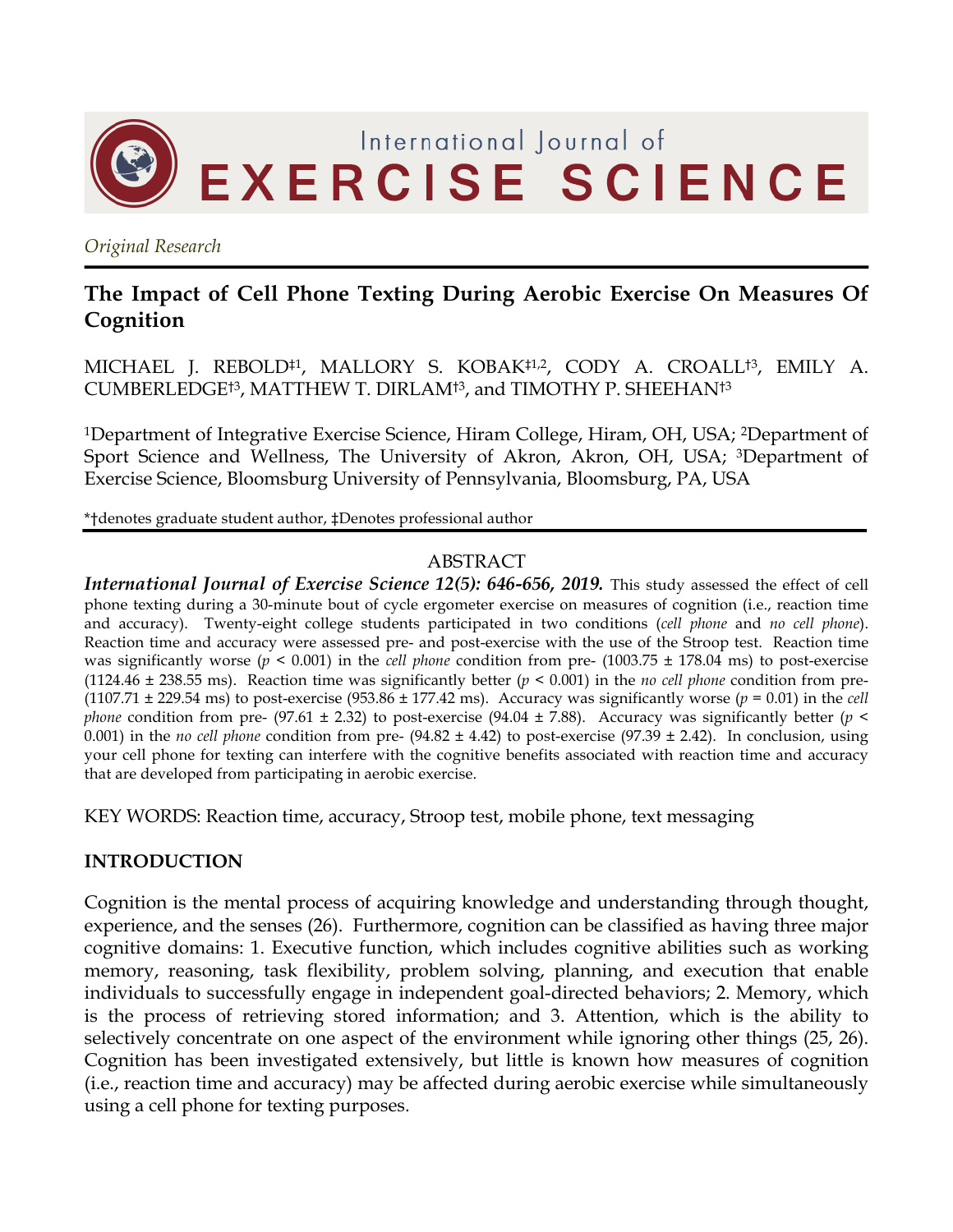International Journal of EXERCISE SCIENCE

*Original Research*

# The Impact of Cell Phone Texting During Aerobic Exercise On Measures Of Cognition

MICHAEL J. REBOLD‡[1], MALLORY S. KOBAK‡[1,2], CODY A. CROALL†[3], EMILY A. CUMBERLEDGE†[3], MATTHEW T. DIRLAM†[3], and TIMOTHY P. SHEEHAN†[3]

[1]Department of Integrative Exercise Science, Hiram College, Hiram, OH, USA; [2]Department of Sport Science and Wellness, The University of Akron, Akron, OH, USA; [3]Department of Exercise Science, Bloomsburg University of Pennsylvania, Bloomsburg, PA, USA

*†denotes graduate student author, ‡Denotes professional author

## ABSTRACT

***International Journal of Exercise Science 12(5): 646-656, 2019.*** This study assessed the effect of cell phone texting during a 30-minute bout of cycle ergometer exercise on measures of cognition (i.e., reaction time and accuracy). Twenty-eight college students participated in two conditions (*cell phone* and *no cell phone*). Reaction time and accuracy were assessed pre- and post-exercise with the use of the Stroop test. Reaction time was significantly worse ($p < 0.001$) in the *cell phone* condition from pre- (1003.75 ± 178.04 ms) to post-exercise (1124.46 ± 238.55 ms). Reaction time was significantly better ($p < 0.001$) in the *no cell phone* condition from pre- (1107.71 ± 229.54 ms) to post-exercise (953.86 ± 177.42 ms). Accuracy was significantly worse ($p = 0.01$) in the *cell phone* condition from pre- (97.61 ± 2.32) to post-exercise (94.04 ± 7.88). Accuracy was significantly better ($p < 0.001$) in the *no cell phone* condition from pre- (94.82 ± 4.42) to post-exercise (97.39 ± 2.42). In conclusion, using your cell phone for texting can interfere with the cognitive benefits associated with reaction time and accuracy that are developed from participating in aerobic exercise.

KEY WORDS: Reaction time, accuracy, Stroop test, mobile phone, text messaging

## INTRODUCTION

Cognition is the mental process of acquiring knowledge and understanding through thought, experience, and the senses (26). Furthermore, cognition can be classified as having three major cognitive domains: 1. Executive function, which includes cognitive abilities such as working memory, reasoning, task flexibility, problem solving, planning, and execution that enable individuals to successfully engage in independent goal-directed behaviors; 2. Memory, which is the process of retrieving stored information; and 3. Attention, which is the ability to selectively concentrate on one aspect of the environment while ignoring other things (25, 26). Cognition has been investigated extensively, but little is known how measures of cognition (i.e., reaction time and accuracy) may be affected during aerobic exercise while simultaneously using a cell phone for texting purposes.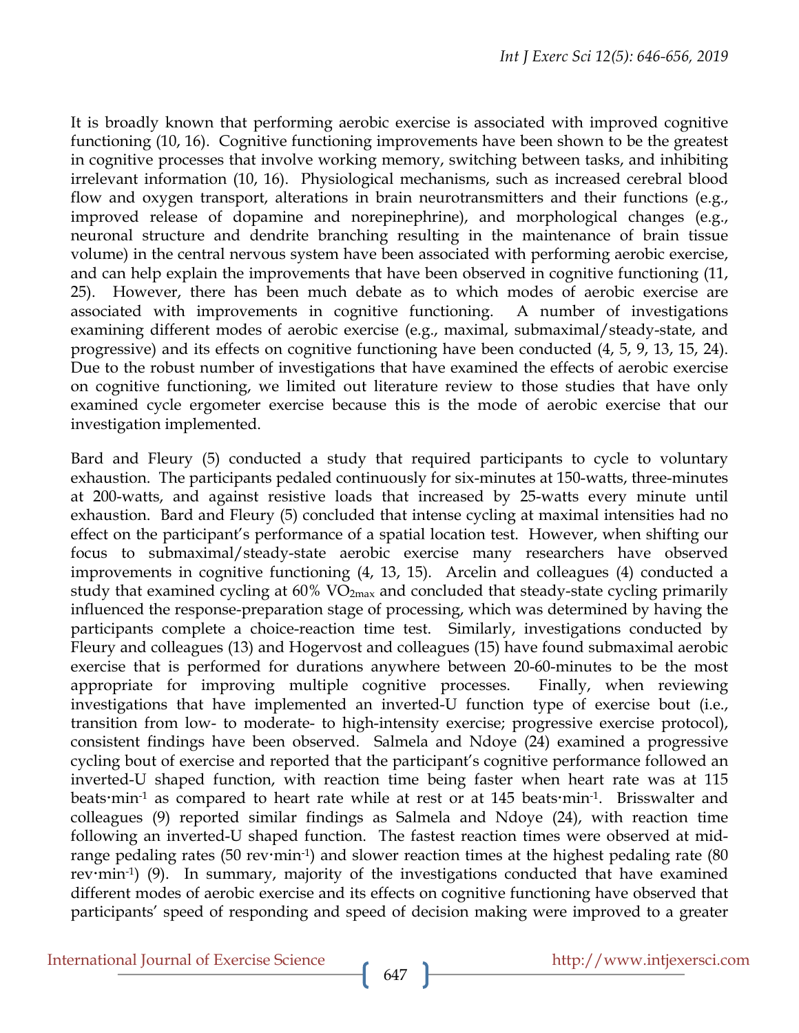It is broadly known that performing aerobic exercise is associated with improved cognitive functioning (10, 16). Cognitive functioning improvements have been shown to be the greatest in cognitive processes that involve working memory, switching between tasks, and inhibiting irrelevant information (10, 16). Physiological mechanisms, such as increased cerebral blood flow and oxygen transport, alterations in brain neurotransmitters and their functions (e.g., improved release of dopamine and norepinephrine), and morphological changes (e.g., neuronal structure and dendrite branching resulting in the maintenance of brain tissue volume) in the central nervous system have been associated with performing aerobic exercise, and can help explain the improvements that have been observed in cognitive functioning (11, 25). However, there has been much debate as to which modes of aerobic exercise are associated with improvements in cognitive functioning. A number of investigations examining different modes of aerobic exercise (e.g., maximal, submaximal/steady-state, and progressive) and its effects on cognitive functioning have been conducted (4, 5, 9, 13, 15, 24). Due to the robust number of investigations that have examined the effects of aerobic exercise on cognitive functioning, we limited out literature review to those studies that have only examined cycle ergometer exercise because this is the mode of aerobic exercise that our investigation implemented.

Bard and Fleury (5) conducted a study that required participants to cycle to voluntary exhaustion. The participants pedaled continuously for six-minutes at 150-watts, three-minutes at 200-watts, and against resistive loads that increased by 25-watts every minute until exhaustion. Bard and Fleury (5) concluded that intense cycling at maximal intensities had no effect on the participant's performance of a spatial location test. However, when shifting our focus to submaximal/steady-state aerobic exercise many researchers have observed improvements in cognitive functioning (4, 13, 15). Arcelin and colleagues (4) conducted a study that examined cycling at 60% $VO_{2max}$ and concluded that steady-state cycling primarily influenced the response-preparation stage of processing, which was determined by having the participants complete a choice-reaction time test. Similarly, investigations conducted by Fleury and colleagues (13) and Hogervost and colleagues (15) have found submaximal aerobic exercise that is performed for durations anywhere between 20-60-minutes to be the most appropriate for improving multiple cognitive processes. Finally, when reviewing investigations that have implemented an inverted-U function type of exercise bout (i.e., transition from low- to moderate- to high-intensity exercise; progressive exercise protocol), consistent findings have been observed. Salmela and Ndoye (24) examined a progressive cycling bout of exercise and reported that the participant's cognitive performance followed an inverted-U shaped function, with reaction time being faster when heart rate was at 115 beats·min$^{-1}$ as compared to heart rate while at rest or at 145 beats·min$^{-1}$. Brisswalter and colleagues (9) reported similar findings as Salmela and Ndoye (24), with reaction time following an inverted-U shaped function. The fastest reaction times were observed at mid-range pedaling rates (50 rev·min$^{-1}$) and slower reaction times at the highest pedaling rate (80 rev·min$^{-1}$) (9). In summary, majority of the investigations conducted that have examined different modes of aerobic exercise and its effects on cognitive functioning have observed that participants' speed of responding and speed of decision making were improved to a greater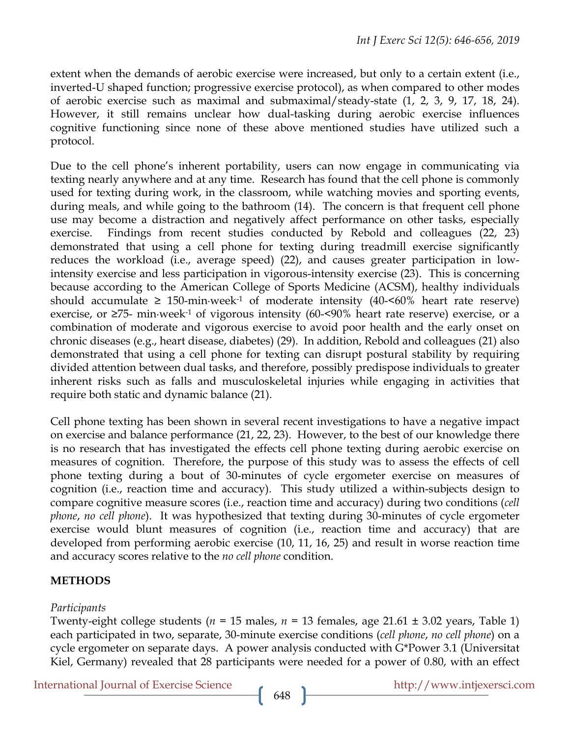extent when the demands of aerobic exercise were increased, but only to a certain extent (i.e., inverted-U shaped function; progressive exercise protocol), as when compared to other modes of aerobic exercise such as maximal and submaximal/steady-state (1, 2, 3, 9, 17, 18, 24). However, it still remains unclear how dual-tasking during aerobic exercise influences cognitive functioning since none of these above mentioned studies have utilized such a protocol.

Due to the cell phone's inherent portability, users can now engage in communicating via texting nearly anywhere and at any time. Research has found that the cell phone is commonly used for texting during work, in the classroom, while watching movies and sporting events, during meals, and while going to the bathroom (14). The concern is that frequent cell phone use may become a distraction and negatively affect performance on other tasks, especially exercise. Findings from recent studies conducted by Rebold and colleagues (22, 23) demonstrated that using a cell phone for texting during treadmill exercise significantly reduces the workload (i.e., average speed) (22), and causes greater participation in low-intensity exercise and less participation in vigorous-intensity exercise (23). This is concerning because according to the American College of Sports Medicine (ACSM), healthy individuals should accumulate ≥ 150-min·week$^{-1}$ of moderate intensity (40-<60% heart rate reserve) exercise, or ≥75- min·week$^{-1}$ of vigorous intensity (60-<90% heart rate reserve) exercise, or a combination of moderate and vigorous exercise to avoid poor health and the early onset on chronic diseases (e.g., heart disease, diabetes) (29). In addition, Rebold and colleagues (21) also demonstrated that using a cell phone for texting can disrupt postural stability by requiring divided attention between dual tasks, and therefore, possibly predispose individuals to greater inherent risks such as falls and musculoskeletal injuries while engaging in activities that require both static and dynamic balance (21).

Cell phone texting has been shown in several recent investigations to have a negative impact on exercise and balance performance (21, 22, 23). However, to the best of our knowledge there is no research that has investigated the effects cell phone texting during aerobic exercise on measures of cognition. Therefore, the purpose of this study was to assess the effects of cell phone texting during a bout of 30-minutes of cycle ergometer exercise on measures of cognition (i.e., reaction time and accuracy). This study utilized a within-subjects design to compare cognitive measure scores (i.e., reaction time and accuracy) during two conditions (*cell phone*, *no cell phone*). It was hypothesized that texting during 30-minutes of cycle ergometer exercise would blunt measures of cognition (i.e., reaction time and accuracy) that are developed from performing aerobic exercise (10, 11, 16, 25) and result in worse reaction time and accuracy scores relative to the *no cell phone* condition.

## METHODS

*Participants*

Twenty-eight college students ($n$ = 15 males, $n$ = 13 females, age 21.61 ± 3.02 years, Table 1) each participated in two, separate, 30-minute exercise conditions (*cell phone*, *no cell phone*) on a cycle ergometer on separate days. A power analysis conducted with G*Power 3.1 (Universitat Kiel, Germany) revealed that 28 participants were needed for a power of 0.80, with an effect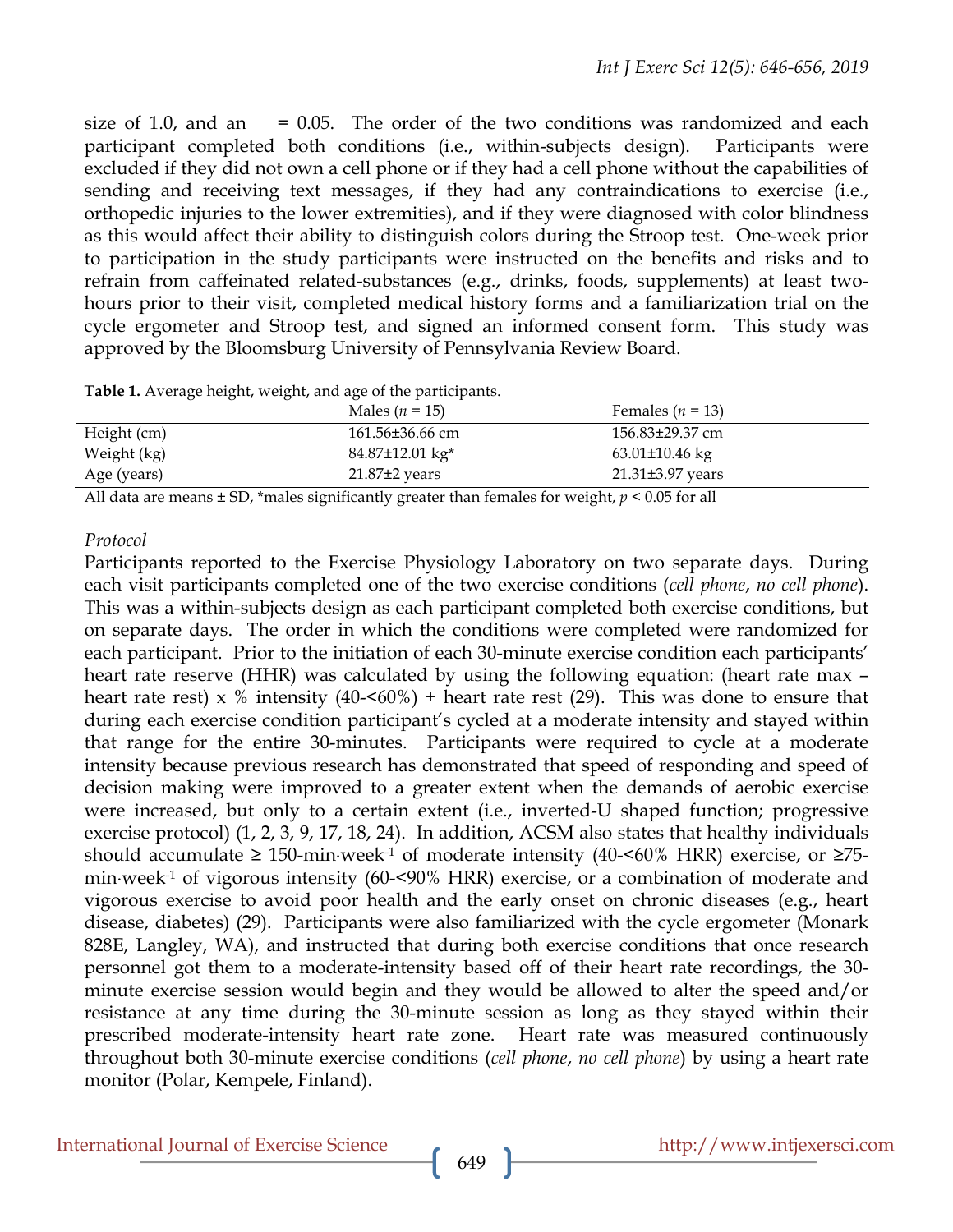size of 1.0, and an    = 0.05. The order of the two conditions was randomized and each participant completed both conditions (i.e., within-subjects design). Participants were excluded if they did not own a cell phone or if they had a cell phone without the capabilities of sending and receiving text messages, if they had any contraindications to exercise (i.e., orthopedic injuries to the lower extremities), and if they were diagnosed with color blindness as this would affect their ability to distinguish colors during the Stroop test. One-week prior to participation in the study participants were instructed on the benefits and risks and to refrain from caffeinated related-substances (e.g., drinks, foods, supplements) at least two-hours prior to their visit, completed medical history forms and a familiarization trial on the cycle ergometer and Stroop test, and signed an informed consent form. This study was approved by the Bloomsburg University of Pennsylvania Review Board.

**Table 1.** Average height, weight, and age of the participants.

| | Males ($n$ = 15) | Females ($n$ = 13) |
|---|---|---|
| Height (cm) | 161.56±36.66 cm | 156.83±29.37 cm |
| Weight (kg) | 84.87±12.01 kg* | 63.01±10.46 kg |
| Age (years) | 21.87±2 years | 21.31±3.97 years |

All data are means ± SD, *males significantly greater than females for weight, $p < 0.05$ for all

*Protocol*

Participants reported to the Exercise Physiology Laboratory on two separate days. During each visit participants completed one of the two exercise conditions (*cell phone*, *no cell phone*). This was a within-subjects design as each participant completed both exercise conditions, but on separate days. The order in which the conditions were completed were randomized for each participant. Prior to the initiation of each 30-minute exercise condition each participants' heart rate reserve (HHR) was calculated by using the following equation: (heart rate max – heart rate rest) x % intensity (40-<60%) + heart rate rest (29). This was done to ensure that during each exercise condition participant's cycled at a moderate intensity and stayed within that range for the entire 30-minutes. Participants were required to cycle at a moderate intensity because previous research has demonstrated that speed of responding and speed of decision making were improved to a greater extent when the demands of aerobic exercise were increased, but only to a certain extent (i.e., inverted-U shaped function; progressive exercise protocol) (1, 2, 3, 9, 17, 18, 24). In addition, ACSM also states that healthy individuals should accumulate ≥ 150-min·week$^{-1}$ of moderate intensity (40-<60% HRR) exercise, or ≥75-min·week$^{-1}$ of vigorous intensity (60-<90% HRR) exercise, or a combination of moderate and vigorous exercise to avoid poor health and the early onset on chronic diseases (e.g., heart disease, diabetes) (29). Participants were also familiarized with the cycle ergometer (Monark 828E, Langley, WA), and instructed that during both exercise conditions that once research personnel got them to a moderate-intensity based off of their heart rate recordings, the 30-minute exercise session would begin and they would be allowed to alter the speed and/or resistance at any time during the 30-minute session as long as they stayed within their prescribed moderate-intensity heart rate zone. Heart rate was measured continuously throughout both 30-minute exercise conditions (*cell phone*, *no cell phone*) by using a heart rate monitor (Polar, Kempele, Finland).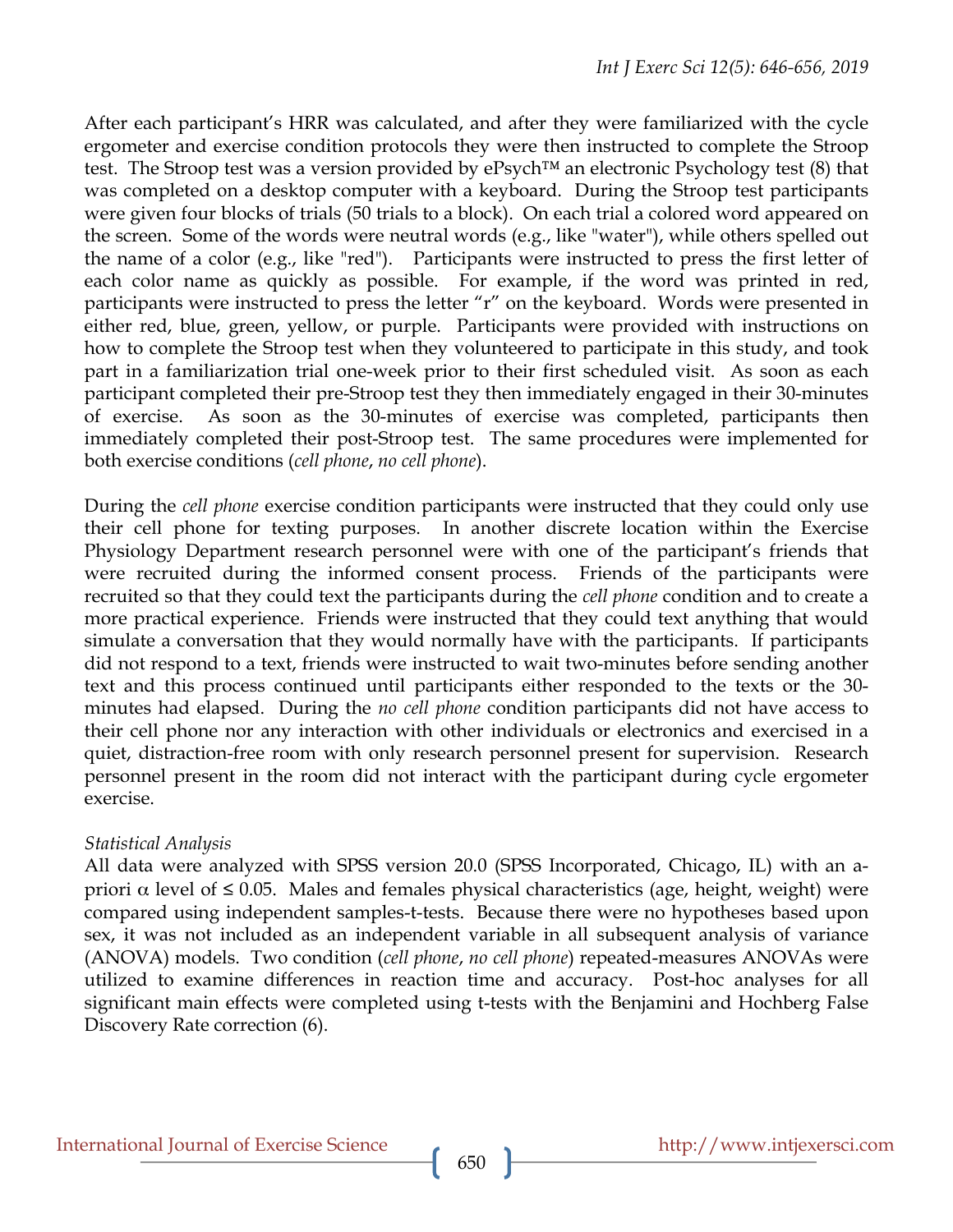After each participant's HRR was calculated, and after they were familiarized with the cycle ergometer and exercise condition protocols they were then instructed to complete the Stroop test. The Stroop test was a version provided by ePsych™ an electronic Psychology test (8) that was completed on a desktop computer with a keyboard. During the Stroop test participants were given four blocks of trials (50 trials to a block). On each trial a colored word appeared on the screen. Some of the words were neutral words (e.g., like "water"), while others spelled out the name of a color (e.g., like "red"). Participants were instructed to press the first letter of each color name as quickly as possible. For example, if the word was printed in red, participants were instructed to press the letter "r" on the keyboard. Words were presented in either red, blue, green, yellow, or purple. Participants were provided with instructions on how to complete the Stroop test when they volunteered to participate in this study, and took part in a familiarization trial one-week prior to their first scheduled visit. As soon as each participant completed their pre-Stroop test they then immediately engaged in their 30-minutes of exercise. As soon as the 30-minutes of exercise was completed, participants then immediately completed their post-Stroop test. The same procedures were implemented for both exercise conditions (*cell phone*, *no cell phone*).

During the *cell phone* exercise condition participants were instructed that they could only use their cell phone for texting purposes. In another discrete location within the Exercise Physiology Department research personnel were with one of the participant's friends that were recruited during the informed consent process. Friends of the participants were recruited so that they could text the participants during the *cell phone* condition and to create a more practical experience. Friends were instructed that they could text anything that would simulate a conversation that they would normally have with the participants. If participants did not respond to a text, friends were instructed to wait two-minutes before sending another text and this process continued until participants either responded to the texts or the 30-minutes had elapsed. During the *no cell phone* condition participants did not have access to their cell phone nor any interaction with other individuals or electronics and exercised in a quiet, distraction-free room with only research personnel present for supervision. Research personnel present in the room did not interact with the participant during cycle ergometer exercise.

*Statistical Analysis*

All data were analyzed with SPSS version 20.0 (SPSS Incorporated, Chicago, IL) with an a-priori $\alpha$ level of $\leq 0.05$. Males and females physical characteristics (age, height, weight) were compared using independent samples-t-tests. Because there were no hypotheses based upon sex, it was not included as an independent variable in all subsequent analysis of variance (ANOVA) models. Two condition (*cell phone*, *no cell phone*) repeated-measures ANOVAs were utilized to examine differences in reaction time and accuracy. Post-hoc analyses for all significant main effects were completed using t-tests with the Benjamini and Hochberg False Discovery Rate correction (6).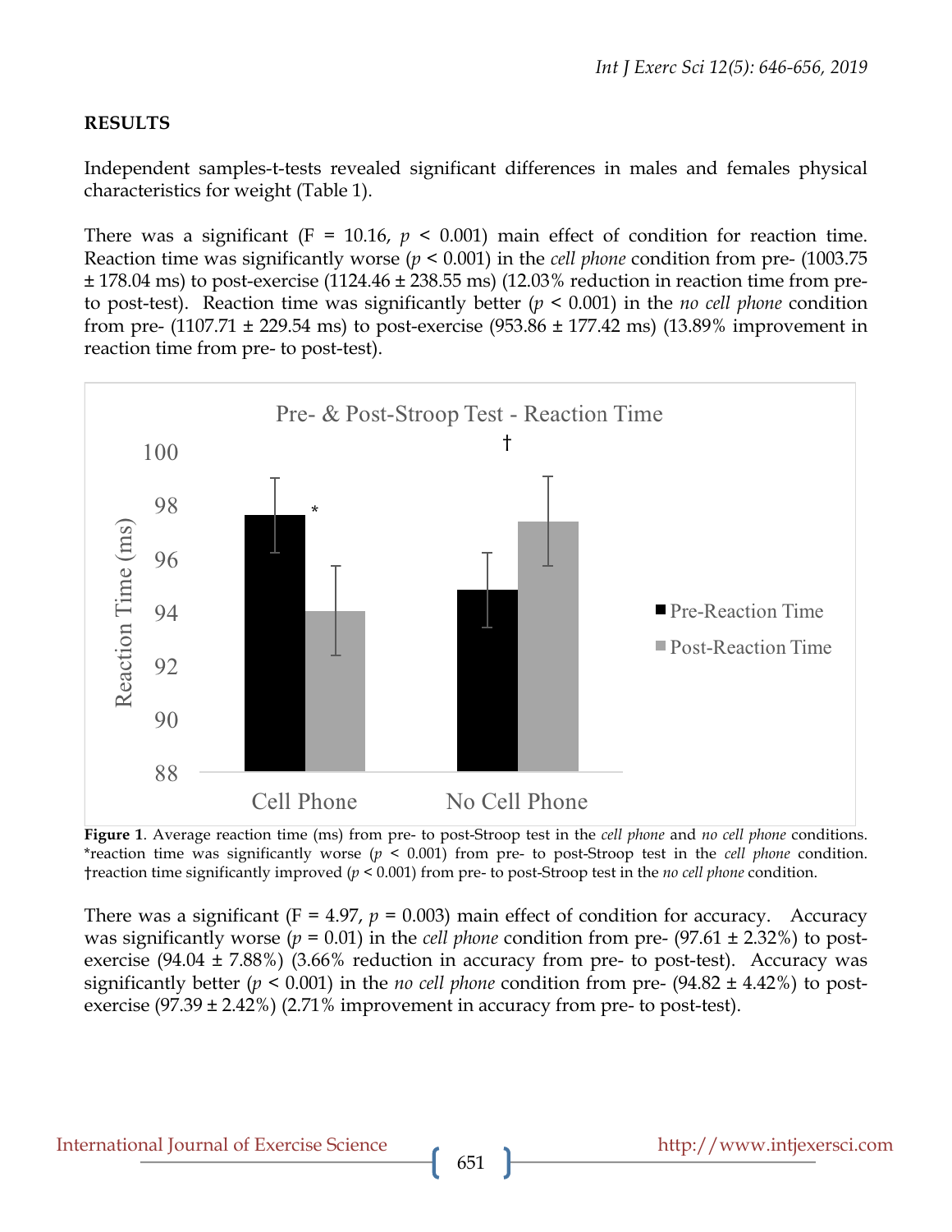## RESULTS

Independent samples-t-tests revealed significant differences in males and females physical characteristics for weight (Table 1).

There was a significant (F = 10.16, $p < 0.001$) main effect of condition for reaction time. Reaction time was significantly worse ($p < 0.001$) in the *cell phone* condition from pre- (1003.75 ± 178.04 ms) to post-exercise (1124.46 ± 238.55 ms) (12.03% reduction in reaction time from pre- to post-test). Reaction time was significantly better ($p < 0.001$) in the *no cell phone* condition from pre- (1107.71 ± 229.54 ms) to post-exercise (953.86 ± 177.42 ms) (13.89% improvement in reaction time from pre- to post-test).

**Figure 1**. Average reaction time (ms) from pre- to post-Stroop test in the *cell phone* and *no cell phone* conditions. *reaction time was significantly worse ($p < 0.001$) from pre- to post-Stroop test in the *cell phone* condition. †reaction time significantly improved ($p < 0.001$) from pre- to post-Stroop test in the *no cell phone* condition.

There was a significant (F = 4.97, $p = 0.003$) main effect of condition for accuracy. Accuracy was significantly worse ($p = 0.01$) in the *cell phone* condition from pre- (97.61 ± 2.32%) to post-exercise (94.04 ± 7.88%) (3.66% reduction in accuracy from pre- to post-test). Accuracy was significantly better ($p < 0.001$) in the *no cell phone* condition from pre- (94.82 ± 4.42%) to post-exercise (97.39 ± 2.42%) (2.71% improvement in accuracy from pre- to post-test).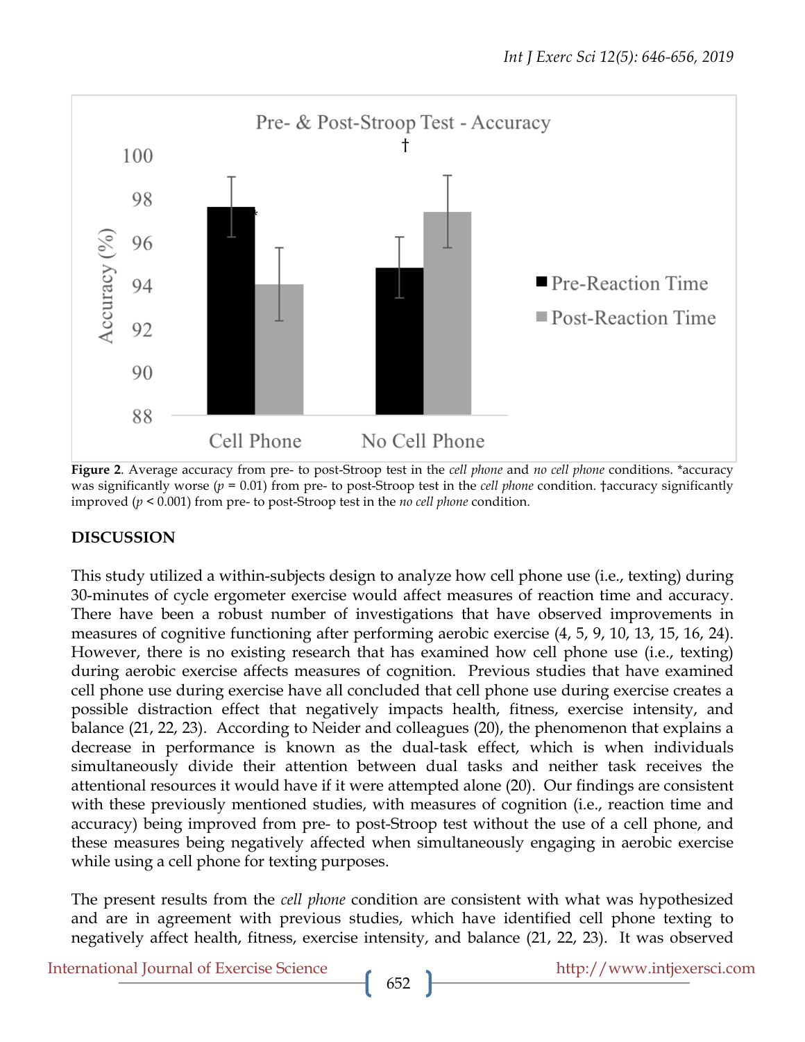Figure 2. Average accuracy from pre- to post-Stroop test in the *cell phone* and *no cell phone* conditions. *accuracy was significantly worse ($p = 0.01$) from pre- to post-Stroop test in the *cell phone* condition. †accuracy significantly improved ($p < 0.001$) from pre- to post-Stroop test in the *no cell phone* condition.

## DISCUSSION

This study utilized a within-subjects design to analyze how cell phone use (i.e., texting) during 30-minutes of cycle ergometer exercise would affect measures of reaction time and accuracy. There have been a robust number of investigations that have observed improvements in measures of cognitive functioning after performing aerobic exercise (4, 5, 9, 10, 13, 15, 16, 24). However, there is no existing research that has examined how cell phone use (i.e., texting) during aerobic exercise affects measures of cognition. Previous studies that have examined cell phone use during exercise have all concluded that cell phone use during exercise creates a possible distraction effect that negatively impacts health, fitness, exercise intensity, and balance (21, 22, 23). According to Neider and colleagues (20), the phenomenon that explains a decrease in performance is known as the dual-task effect, which is when individuals simultaneously divide their attention between dual tasks and neither task receives the attentional resources it would have if it were attempted alone (20). Our findings are consistent with these previously mentioned studies, with measures of cognition (i.e., reaction time and accuracy) being improved from pre- to post-Stroop test without the use of a cell phone, and these measures being negatively affected when simultaneously engaging in aerobic exercise while using a cell phone for texting purposes.

The present results from the *cell phone* condition are consistent with what was hypothesized and are in agreement with previous studies, which have identified cell phone texting to negatively affect health, fitness, exercise intensity, and balance (21, 22, 23). It was observed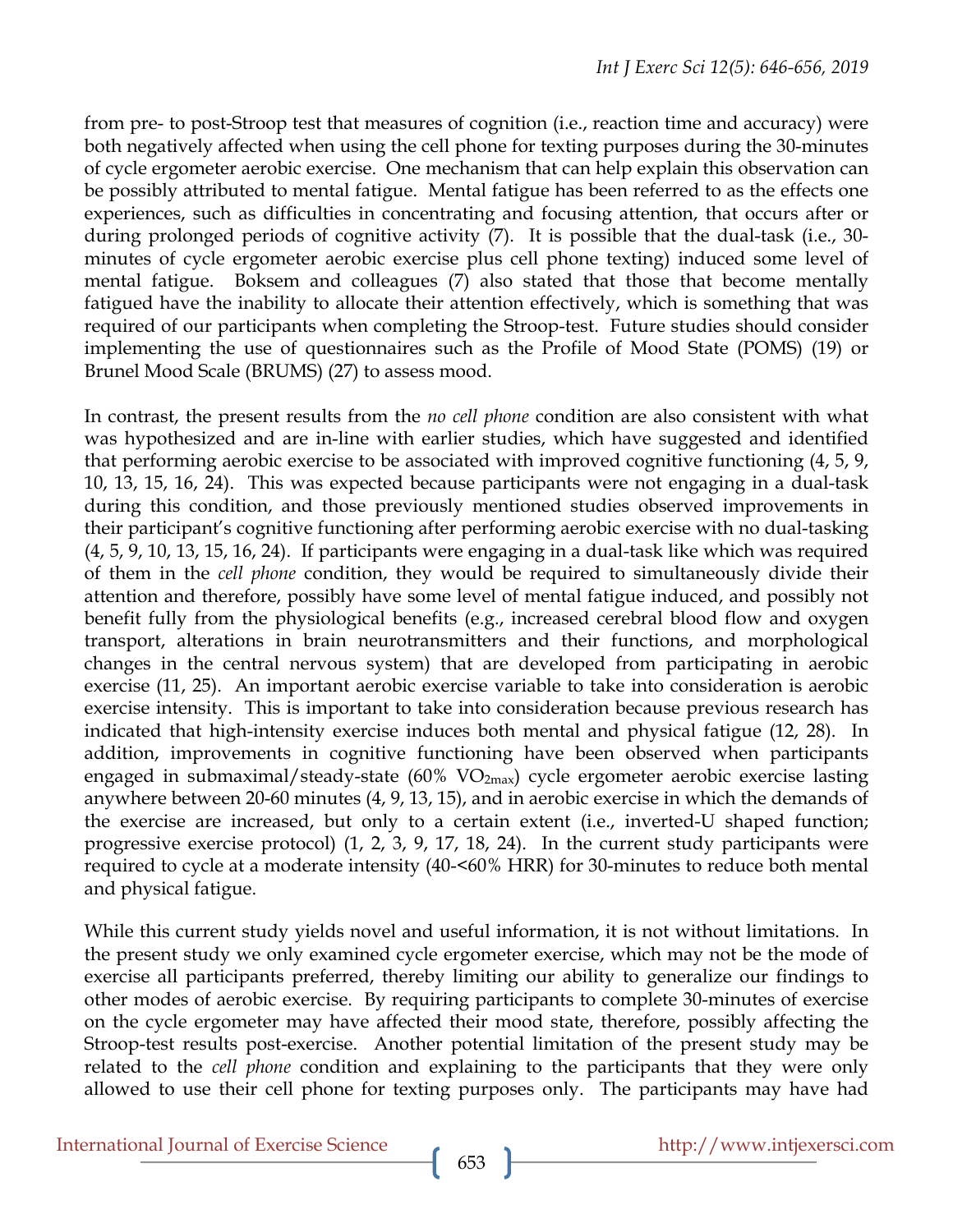from pre- to post-Stroop test that measures of cognition (i.e., reaction time and accuracy) were both negatively affected when using the cell phone for texting purposes during the 30-minutes of cycle ergometer aerobic exercise. One mechanism that can help explain this observation can be possibly attributed to mental fatigue. Mental fatigue has been referred to as the effects one experiences, such as difficulties in concentrating and focusing attention, that occurs after or during prolonged periods of cognitive activity (7). It is possible that the dual-task (i.e., 30-minutes of cycle ergometer aerobic exercise plus cell phone texting) induced some level of mental fatigue. Boksem and colleagues (7) also stated that those that become mentally fatigued have the inability to allocate their attention effectively, which is something that was required of our participants when completing the Stroop-test. Future studies should consider implementing the use of questionnaires such as the Profile of Mood State (POMS) (19) or Brunel Mood Scale (BRUMS) (27) to assess mood.

In contrast, the present results from the *no cell phone* condition are also consistent with what was hypothesized and are in-line with earlier studies, which have suggested and identified that performing aerobic exercise to be associated with improved cognitive functioning (4, 5, 9, 10, 13, 15, 16, 24). This was expected because participants were not engaging in a dual-task during this condition, and those previously mentioned studies observed improvements in their participant's cognitive functioning after performing aerobic exercise with no dual-tasking (4, 5, 9, 10, 13, 15, 16, 24). If participants were engaging in a dual-task like which was required of them in the *cell phone* condition, they would be required to simultaneously divide their attention and therefore, possibly have some level of mental fatigue induced, and possibly not benefit fully from the physiological benefits (e.g., increased cerebral blood flow and oxygen transport, alterations in brain neurotransmitters and their functions, and morphological changes in the central nervous system) that are developed from participating in aerobic exercise (11, 25). An important aerobic exercise variable to take into consideration is aerobic exercise intensity. This is important to take into consideration because previous research has indicated that high-intensity exercise induces both mental and physical fatigue (12, 28). In addition, improvements in cognitive functioning have been observed when participants engaged in submaximal/steady-state (60% $VO_{2max}$) cycle ergometer aerobic exercise lasting anywhere between 20-60 minutes (4, 9, 13, 15), and in aerobic exercise in which the demands of the exercise are increased, but only to a certain extent (i.e., inverted-U shaped function; progressive exercise protocol) (1, 2, 3, 9, 17, 18, 24). In the current study participants were required to cycle at a moderate intensity (40-<60% HRR) for 30-minutes to reduce both mental and physical fatigue.

While this current study yields novel and useful information, it is not without limitations. In the present study we only examined cycle ergometer exercise, which may not be the mode of exercise all participants preferred, thereby limiting our ability to generalize our findings to other modes of aerobic exercise. By requiring participants to complete 30-minutes of exercise on the cycle ergometer may have affected their mood state, therefore, possibly affecting the Stroop-test results post-exercise. Another potential limitation of the present study may be related to the *cell phone* condition and explaining to the participants that they were only allowed to use their cell phone for texting purposes only. The participants may have had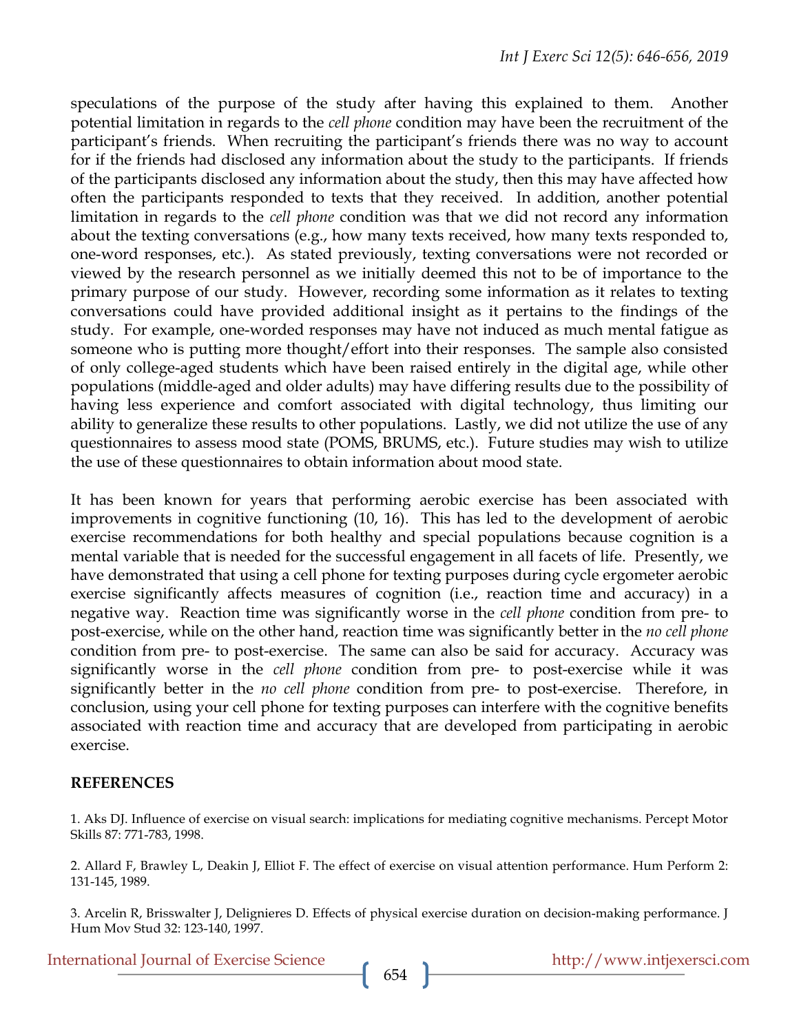speculations of the purpose of the study after having this explained to them. Another potential limitation in regards to the *cell phone* condition may have been the recruitment of the participant's friends. When recruiting the participant's friends there was no way to account for if the friends had disclosed any information about the study to the participants. If friends of the participants disclosed any information about the study, then this may have affected how often the participants responded to texts that they received. In addition, another potential limitation in regards to the *cell phone* condition was that we did not record any information about the texting conversations (e.g., how many texts received, how many texts responded to, one-word responses, etc.). As stated previously, texting conversations were not recorded or viewed by the research personnel as we initially deemed this not to be of importance to the primary purpose of our study. However, recording some information as it relates to texting conversations could have provided additional insight as it pertains to the findings of the study. For example, one-worded responses may have not induced as much mental fatigue as someone who is putting more thought/effort into their responses. The sample also consisted of only college-aged students which have been raised entirely in the digital age, while other populations (middle-aged and older adults) may have differing results due to the possibility of having less experience and comfort associated with digital technology, thus limiting our ability to generalize these results to other populations. Lastly, we did not utilize the use of any questionnaires to assess mood state (POMS, BRUMS, etc.). Future studies may wish to utilize the use of these questionnaires to obtain information about mood state.

It has been known for years that performing aerobic exercise has been associated with improvements in cognitive functioning (10, 16). This has led to the development of aerobic exercise recommendations for both healthy and special populations because cognition is a mental variable that is needed for the successful engagement in all facets of life. Presently, we have demonstrated that using a cell phone for texting purposes during cycle ergometer aerobic exercise significantly affects measures of cognition (i.e., reaction time and accuracy) in a negative way. Reaction time was significantly worse in the *cell phone* condition from pre- to post-exercise, while on the other hand, reaction time was significantly better in the *no cell phone* condition from pre- to post-exercise. The same can also be said for accuracy. Accuracy was significantly worse in the *cell phone* condition from pre- to post-exercise while it was significantly better in the *no cell phone* condition from pre- to post-exercise. Therefore, in conclusion, using your cell phone for texting purposes can interfere with the cognitive benefits associated with reaction time and accuracy that are developed from participating in aerobic exercise.

## REFERENCES

1. Aks DJ. Influence of exercise on visual search: implications for mediating cognitive mechanisms. Percept Motor Skills 87: 771-783, 1998.

2. Allard F, Brawley L, Deakin J, Elliot F. The effect of exercise on visual attention performance. Hum Perform 2: 131-145, 1989.

3. Arcelin R, Brisswalter J, Delignieres D. Effects of physical exercise duration on decision-making performance. J Hum Mov Stud 32: 123-140, 1997.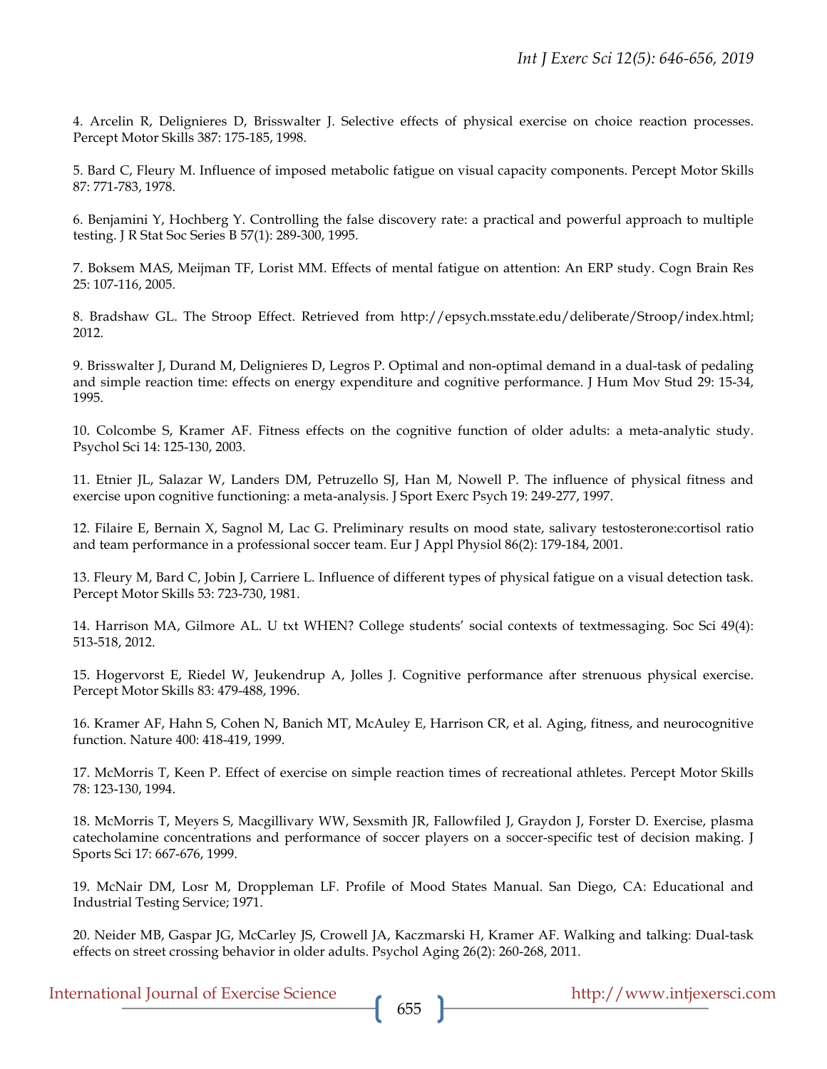4. Arcelin R, Delignieres D, Brisswalter J. Selective effects of physical exercise on choice reaction processes. Percept Motor Skills 387: 175-185, 1998.

5. Bard C, Fleury M. Influence of imposed metabolic fatigue on visual capacity components. Percept Motor Skills 87: 771-783, 1978.

6. Benjamini Y, Hochberg Y. Controlling the false discovery rate: a practical and powerful approach to multiple testing. J R Stat Soc Series B 57(1): 289-300, 1995.

7. Boksem MAS, Meijman TF, Lorist MM. Effects of mental fatigue on attention: An ERP study. Cogn Brain Res 25: 107-116, 2005.

8. Bradshaw GL. The Stroop Effect. Retrieved from http://epsych.msstate.edu/deliberate/Stroop/index.html; 2012.

9. Brisswalter J, Durand M, Delignieres D, Legros P. Optimal and non-optimal demand in a dual-task of pedaling and simple reaction time: effects on energy expenditure and cognitive performance. J Hum Mov Stud 29: 15-34, 1995.

10. Colcombe S, Kramer AF. Fitness effects on the cognitive function of older adults: a meta-analytic study. Psychol Sci 14: 125-130, 2003.

11. Etnier JL, Salazar W, Landers DM, Petruzello SJ, Han M, Nowell P. The influence of physical fitness and exercise upon cognitive functioning: a meta-analysis. J Sport Exerc Psych 19: 249-277, 1997.

12. Filaire E, Bernain X, Sagnol M, Lac G. Preliminary results on mood state, salivary testosterone:cortisol ratio and team performance in a professional soccer team. Eur J Appl Physiol 86(2): 179-184, 2001.

13. Fleury M, Bard C, Jobin J, Carriere L. Influence of different types of physical fatigue on a visual detection task. Percept Motor Skills 53: 723-730, 1981.

14. Harrison MA, Gilmore AL. U txt WHEN? College students' social contexts of textmessaging. Soc Sci 49(4): 513-518, 2012.

15. Hogervorst E, Riedel W, Jeukendrup A, Jolles J. Cognitive performance after strenuous physical exercise. Percept Motor Skills 83: 479-488, 1996.

16. Kramer AF, Hahn S, Cohen N, Banich MT, McAuley E, Harrison CR, et al. Aging, fitness, and neurocognitive function. Nature 400: 418-419, 1999.

17. McMorris T, Keen P. Effect of exercise on simple reaction times of recreational athletes. Percept Motor Skills 78: 123-130, 1994.

18. McMorris T, Meyers S, Macgillivary WW, Sexsmith JR, Fallowfiled J, Graydon J, Forster D. Exercise, plasma catecholamine concentrations and performance of soccer players on a soccer-specific test of decision making. J Sports Sci 17: 667-676, 1999.

19. McNair DM, Losr M, Droppleman LF. Profile of Mood States Manual. San Diego, CA: Educational and Industrial Testing Service; 1971.

20. Neider MB, Gaspar JG, McCarley JS, Crowell JA, Kaczmarski H, Kramer AF. Walking and talking: Dual-task effects on street crossing behavior in older adults. Psychol Aging 26(2): 260-268, 2011.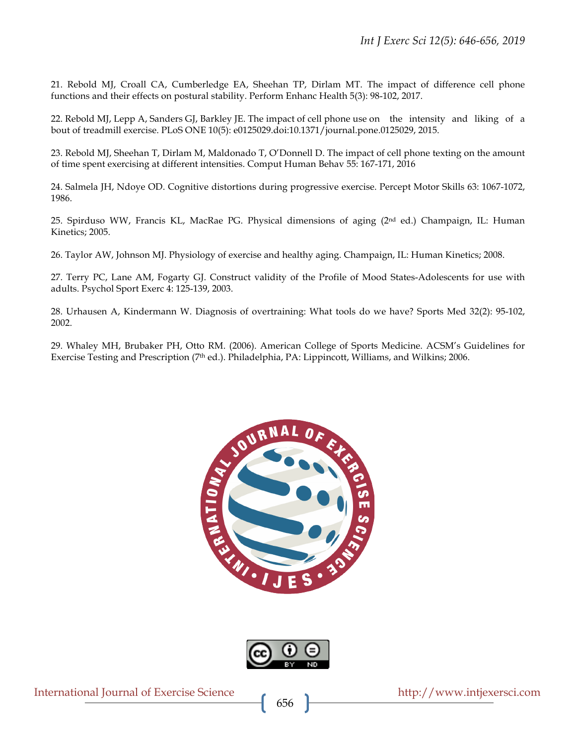21. Rebold MJ, Croall CA, Cumberledge EA, Sheehan TP, Dirlam MT. The impact of difference cell phone functions and their effects on postural stability. Perform Enhanc Health 5(3): 98-102, 2017.

22. Rebold MJ, Lepp A, Sanders GJ, Barkley JE. The impact of cell phone use on the intensity and liking of a bout of treadmill exercise. PLoS ONE 10(5): e0125029.doi:10.1371/journal.pone.0125029, 2015.

23. Rebold MJ, Sheehan T, Dirlam M, Maldonado T, O'Donnell D. The impact of cell phone texting on the amount of time spent exercising at different intensities. Comput Human Behav 55: 167-171, 2016

24. Salmela JH, Ndoye OD. Cognitive distortions during progressive exercise. Percept Motor Skills 63: 1067-1072, 1986.

25. Spirduso WW, Francis KL, MacRae PG. Physical dimensions of aging (2nd ed.) Champaign, IL: Human Kinetics; 2005.

26. Taylor AW, Johnson MJ. Physiology of exercise and healthy aging. Champaign, IL: Human Kinetics; 2008.

27. Terry PC, Lane AM, Fogarty GJ. Construct validity of the Profile of Mood States-Adolescents for use with adults. Psychol Sport Exerc 4: 125-139, 2003.

28. Urhausen A, Kindermann W. Diagnosis of overtraining: What tools do we have? Sports Med 32(2): 95-102, 2002.

29. Whaley MH, Brubaker PH, Otto RM. (2006). American College of Sports Medicine. ACSM's Guidelines for Exercise Testing and Prescription (7th ed.). Philadelphia, PA: Lippincott, Williams, and Wilkins; 2006.